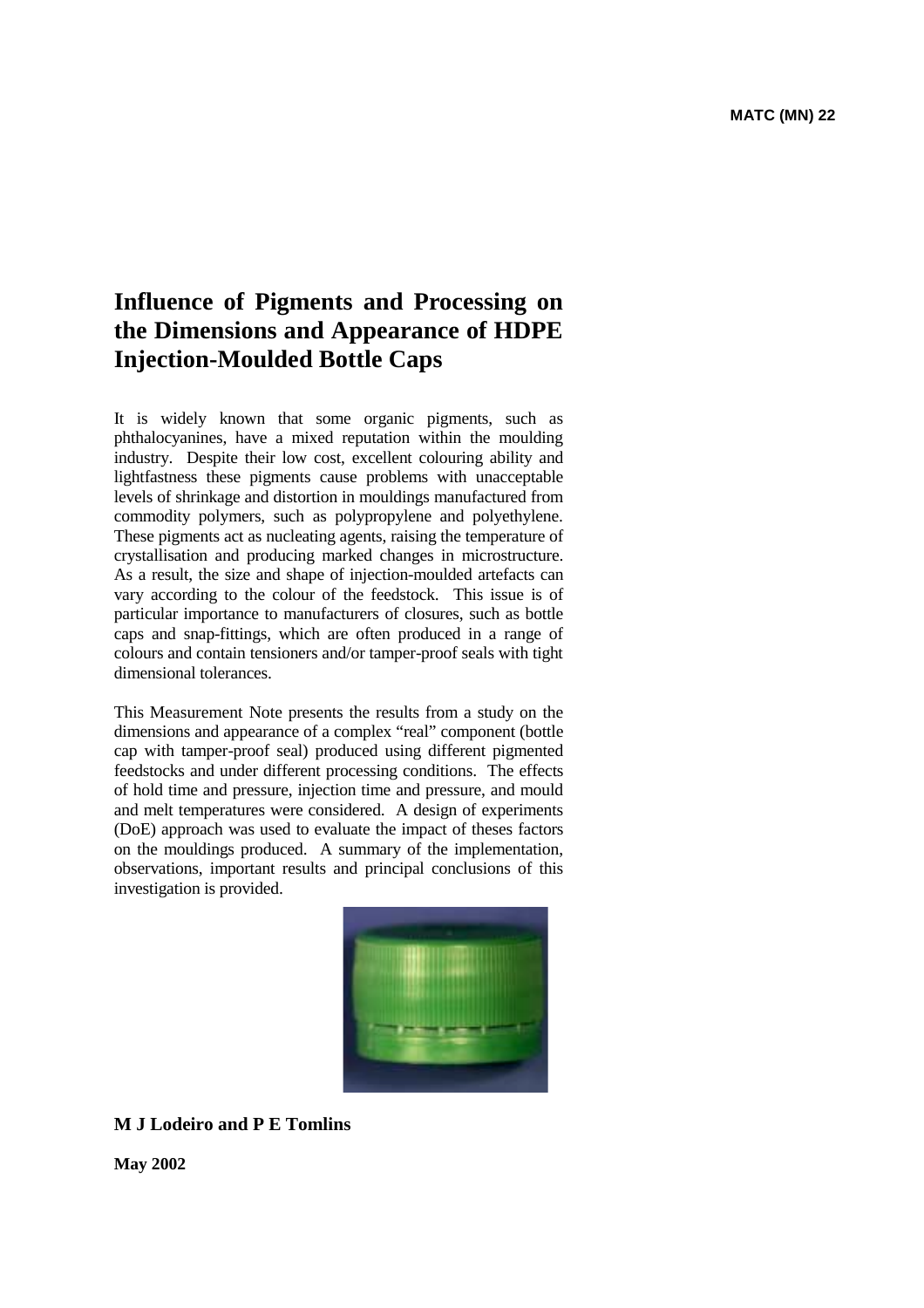MATC (MN) 22

# Influence of Pigments and Processing on the Dimensions and Appearance of HDPE Injection-Moulded Bottle Caps

It is widely known that some organic pigments, such as phthalocyanines, have a mixed reputation within the moulding industry. Despite their low cost, excellent colouring ability and lightfastness these pigments cause problems with unacceptable levels of shrinkage and distortion in mouldings manufactured from commodity polymers, such as polypropylene and polyethylene. These pigments act as nucleating agents, raising the temperature of crystallisation and producing marked changes in microstructure. As a result, the size and shape of injection-moulded artefacts can vary according to the colour of the feedstock. This issue is of particular importance to manufacturers of closures, such as bottle caps and snap-fittings, which are often produced in a range of colours and contain tensioners and/or tamper-proof seals with tight dimensional tolerances.

This Measurement Note presents the results from a study on the dimensions and appearance of a complex "real" component (bottle cap with tamper-proof seal) produced using different pigmented feedstocks and under different processing conditions. The effects of hold time and pressure, injection time and pressure, and mould and melt temperatures were considered. A design of experiments (DoE) approach was used to evaluate the impact of theses factors on the mouldings produced. A summary of the implementation, observations, important results and principal conclusions of this investigation is provided.

**M J Lodeiro and P E Tomlins**

**May 2002**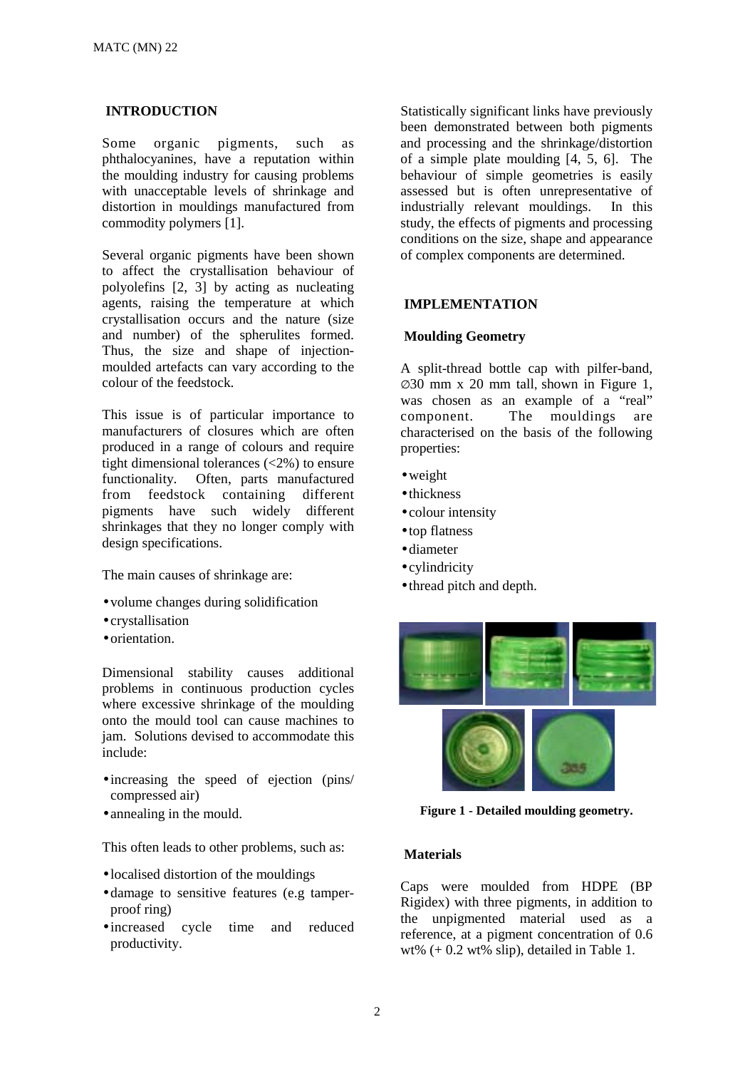## INTRODUCTION

Some organic pigments, such as phthalocyanines, have a reputation within the moulding industry for causing problems with unacceptable levels of shrinkage and distortion in mouldings manufactured from commodity polymers [1].

Several organic pigments have been shown to affect the crystallisation behaviour of polyolefins [2, 3] by acting as nucleating agents, raising the temperature at which crystallisation occurs and the nature (size and number) of the spherulites formed. Thus, the size and shape of injection-moulded artefacts can vary according to the colour of the feedstock.

This issue is of particular importance to manufacturers of closures which are often produced in a range of colours and require tight dimensional tolerances (<2%) to ensure functionality. Often, parts manufactured from feedstock containing different pigments have such widely different shrinkages that they no longer comply with design specifications.

The main causes of shrinkage are:

- volume changes during solidification
- crystallisation
- orientation.

Dimensional stability causes additional problems in continuous production cycles where excessive shrinkage of the moulding onto the mould tool can cause machines to jam. Solutions devised to accommodate this include:

- increasing the speed of ejection (pins/ compressed air)
- annealing in the mould.

This often leads to other problems, such as:

- localised distortion of the mouldings
- damage to sensitive features (e.g tamper-proof ring)
- increased cycle time and reduced productivity.

Statistically significant links have previously been demonstrated between both pigments and processing and the shrinkage/distortion of a simple plate moulding [4, 5, 6]. The behaviour of simple geometries is easily assessed but is often unrepresentative of industrially relevant mouldings. In this study, the effects of pigments and processing conditions on the size, shape and appearance of complex components are determined.

## IMPLEMENTATION

### Moulding Geometry

A split-thread bottle cap with pilfer-band, ∅30 mm x 20 mm tall, shown in Figure 1, was chosen as an example of a "real" component. The mouldings are characterised on the basis of the following properties:

- weight
- thickness
- colour intensity
- top flatness
- diameter
- cylindricity
- thread pitch and depth.

**Figure 1 - Detailed moulding geometry.**

### Materials

Caps were moulded from HDPE (BP Rigidex) with three pigments, in addition to the unpigmented material used as a reference, at a pigment concentration of 0.6 wt% (+ 0.2 wt% slip), detailed in Table 1.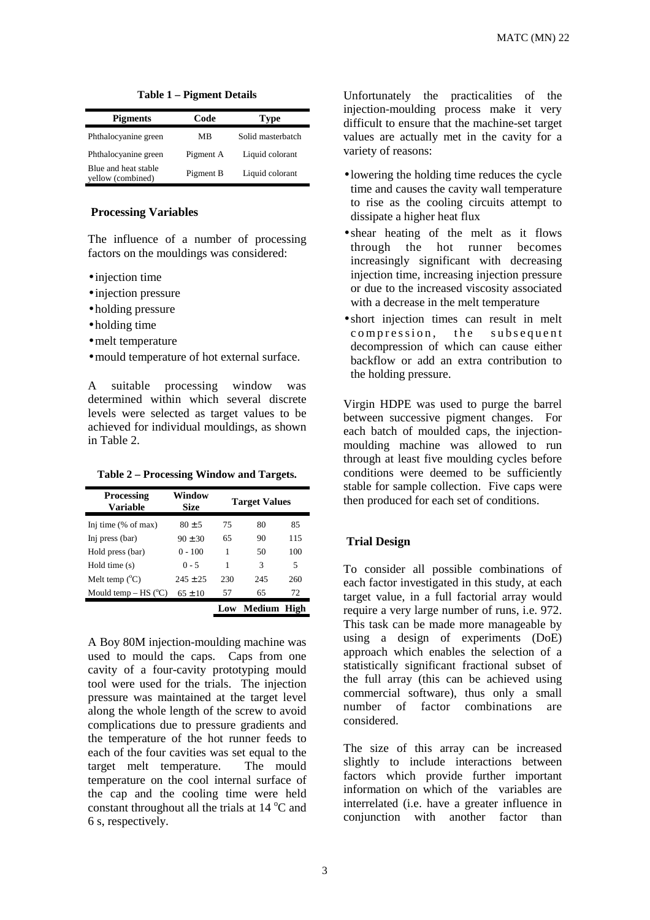**Table 1 – Pigment Details**

| Pigments | Code | Type |
|---|---|---|
| Phthalocyanine green | MB | Solid masterbatch |
| Phthalocyanine green | Pigment A | Liquid colorant |
| Blue and heat stable yellow (combined) | Pigment B | Liquid colorant |

## Processing Variables

The influence of a number of processing factors on the mouldings was considered:

- injection time
- injection pressure
- holding pressure
- holding time
- melt temperature
- mould temperature of hot external surface.

A suitable processing window was determined within which several discrete levels were selected as target values to be achieved for individual mouldings, as shown in Table 2.

**Table 2 – Processing Window and Targets.**

| Processing Variable | Window Size | Target Values | | |
|---|---|---|---|---|
| Inj time (% of max) | $80 \pm 5$ | 75 | 80 | 85 |
| Inj press (bar) | $90 \pm 30$ | 65 | 90 | 115 |
| Hold press (bar) | 0 - 100 | 1 | 50 | 100 |
| Hold time (s) | 0 - 5 | 1 | 3 | 5 |
| Melt temp (°C) | $245 \pm 25$ | 230 | 245 | 260 |
| Mould temp – HS (°C) | $65 \pm 10$ | 57 | 65 | 72 |
| | | **Low** | **Medium** | **High** |

A Boy 80M injection-moulding machine was used to mould the caps. Caps from one cavity of a four-cavity prototyping mould tool were used for the trials. The injection pressure was maintained at the target level along the whole length of the screw to avoid complications due to pressure gradients and the temperature of the hot runner feeds to each of the four cavities was set equal to the target melt temperature. The mould temperature on the cool internal surface of the cap and the cooling time were held constant throughout all the trials at 14 °C and 6 s, respectively.

Unfortunately the practicalities of the injection-moulding process make it very difficult to ensure that the machine-set target values are actually met in the cavity for a variety of reasons:

- lowering the holding time reduces the cycle time and causes the cavity wall temperature to rise as the cooling circuits attempt to dissipate a higher heat flux
- shear heating of the melt as it flows through the hot runner becomes increasingly significant with decreasing injection time, increasing injection pressure or due to the increased viscosity associated with a decrease in the melt temperature
- short injection times can result in melt compression, the subsequent decompression of which can cause either backflow or add an extra contribution to the holding pressure.

Virgin HDPE was used to purge the barrel between successive pigment changes. For each batch of moulded caps, the injection-moulding machine was allowed to run through at least five moulding cycles before conditions were deemed to be sufficiently stable for sample collection. Five caps were then produced for each set of conditions.

## Trial Design

To consider all possible combinations of each factor investigated in this study, at each target value, in a full factorial array would require a very large number of runs, i.e. 972. This task can be made more manageable by using a design of experiments (DoE) approach which enables the selection of a statistically significant fractional subset of the full array (this can be achieved using commercial software), thus only a small number of factor combinations are considered.

The size of this array can be increased slightly to include interactions between factors which provide further important information on which of the variables are interrelated (i.e. have a greater influence in conjunction with another factor than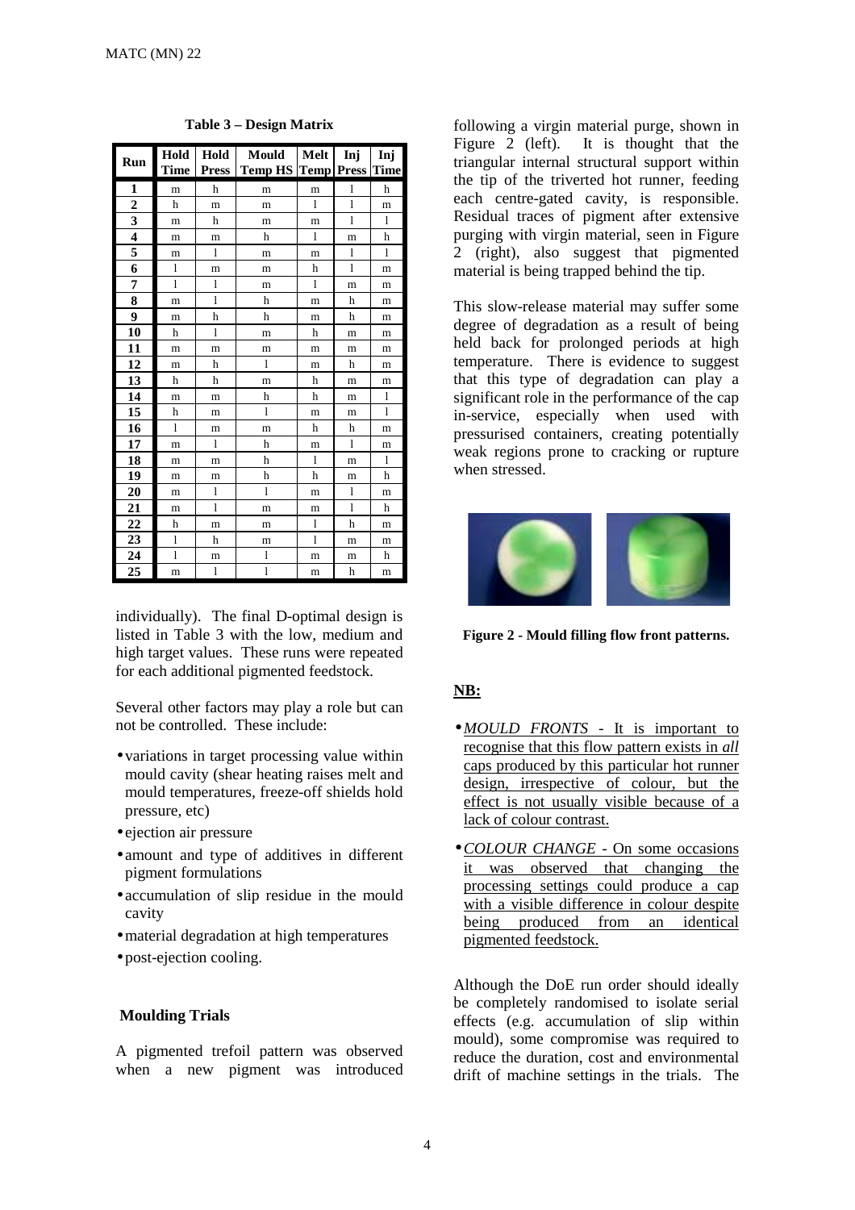**Table 3 – Design Matrix**

| Run | Hold Time | Hold Press | Mould Temp HS | Melt Temp | Inj Press | Inj Time |
|---|---|---|---|---|---|---|
| 1 | m | h | m | m | l | h |
| 2 | h | m | m | l | l | m |
| 3 | m | h | m | m | l | l |
| 4 | m | m | h | l | m | h |
| 5 | m | l | m | m | l | l |
| 6 | l | m | m | h | l | m |
| 7 | l | l | m | l | m | m |
| 8 | m | l | h | m | h | m |
| 9 | m | h | h | m | h | m |
| 10 | h | l | m | h | m | m |
| 11 | m | m | m | m | m | m |
| 12 | m | h | l | m | h | m |
| 13 | h | h | m | h | m | m |
| 14 | m | m | h | h | m | l |
| 15 | h | m | l | m | m | l |
| 16 | l | m | m | h | h | m |
| 17 | m | l | h | m | l | m |
| 18 | m | m | h | l | m | l |
| 19 | m | m | h | h | m | h |
| 20 | m | l | l | m | l | m |
| 21 | m | l | m | m | l | h |
| 22 | h | m | m | l | h | m |
| 23 | l | h | m | l | m | m |
| 24 | l | m | l | m | m | h |
| 25 | m | l | l | m | h | m |

individually). The final D-optimal design is listed in Table 3 with the low, medium and high target values. These runs were repeated for each additional pigmented feedstock.

Several other factors may play a role but can not be controlled. These include:

- variations in target processing value within mould cavity (shear heating raises melt and mould temperatures, freeze-off shields hold pressure, etc)
- ejection air pressure
- amount and type of additives in different pigment formulations
- accumulation of slip residue in the mould cavity
- material degradation at high temperatures
- post-ejection cooling.

## Moulding Trials

A pigmented trefoil pattern was observed when a new pigment was introduced following a virgin material purge, shown in Figure 2 (left). It is thought that the triangular internal structural support within the tip of the triverted hot runner, feeding each centre-gated cavity, is responsible. Residual traces of pigment after extensive purging with virgin material, seen in Figure 2 (right), also suggest that pigmented material is being trapped behind the tip.

This slow-release material may suffer some degree of degradation as a result of being held back for prolonged periods at high temperature. There is evidence to suggest that this type of degradation can play a significant role in the performance of the cap in-service, especially when used with pressurised containers, creating potentially weak regions prone to cracking or rupture when stressed.

**Figure 2 - Mould filling flow front patterns.**

**NB:**

- *MOULD FRONTS* - It is important to recognise that this flow pattern exists in *all* caps produced by this particular hot runner design, irrespective of colour, but the effect is not usually visible because of a lack of colour contrast.
- *COLOUR CHANGE* - On some occasions it was observed that changing the processing settings could produce a cap with a visible difference in colour despite being produced from an identical pigmented feedstock.

Although the DoE run order should ideally be completely randomised to isolate serial effects (e.g. accumulation of slip within mould), some compromise was required to reduce the duration, cost and environmental drift of machine settings in the trials. The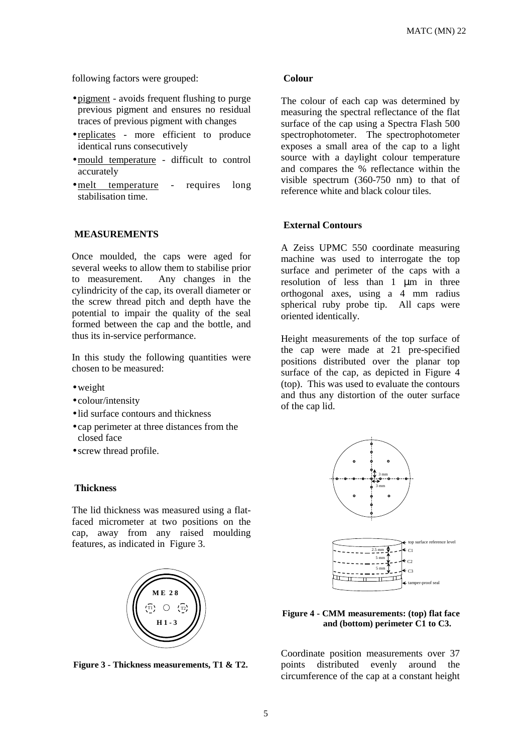following factors were grouped:

- pigment - avoids frequent flushing to purge previous pigment and ensures no residual traces of previous pigment with changes
- replicates - more efficient to produce identical runs consecutively
- mould temperature - difficult to control accurately
- melt temperature - requires long stabilisation time.

## MEASUREMENTS

Once moulded, the caps were aged for several weeks to allow them to stabilise prior to measurement. Any changes in the cylindricity of the cap, its overall diameter or the screw thread pitch and depth have the potential to impair the quality of the seal formed between the cap and the bottle, and thus its in-service performance.

In this study the following quantities were chosen to be measured:

- weight
- colour/intensity
- lid surface contours and thickness
- cap perimeter at three distances from the closed face
- screw thread profile.

### Thickness

The lid thickness was measured using a flat-faced micrometer at two positions on the cap, away from any raised moulding features, as indicated in Figure 3.

**Figure 3 - Thickness measurements, T1 & T2.**

### Colour

The colour of each cap was determined by measuring the spectral reflectance of the flat surface of the cap using a Spectra Flash 500 spectrophotometer. The spectrophotometer exposes a small area of the cap to a light source with a daylight colour temperature and compares the % reflectance within the visible spectrum (360-750 nm) to that of reference white and black colour tiles.

### External Contours

A Zeiss UPMC 550 coordinate measuring machine was used to interrogate the top surface and perimeter of the caps with a resolution of less than 1 μm in three orthogonal axes, using a 4 mm radius spherical ruby probe tip. All caps were oriented identically.

Height measurements of the top surface of the cap were made at 21 pre-specified positions distributed over the planar top surface of the cap, as depicted in Figure 4 (top). This was used to evaluate the contours and thus any distortion of the outer surface of the cap lid.

**Figure 4 - CMM measurements: (top) flat face and (bottom) perimeter C1 to C3.**

Coordinate position measurements over 37 points distributed evenly around the circumference of the cap at a constant height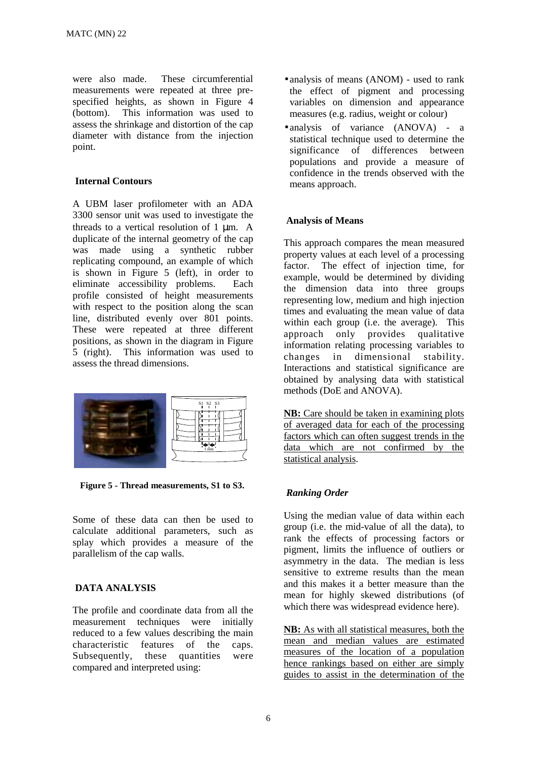were also made. These circumferential measurements were repeated at three pre-specified heights, as shown in Figure 4 (bottom). This information was used to assess the shrinkage and distortion of the cap diameter with distance from the injection point.

### Internal Contours

A UBM laser profilometer with an ADA 3300 sensor unit was used to investigate the threads to a vertical resolution of 1 μm. A duplicate of the internal geometry of the cap was made using a synthetic rubber replicating compound, an example of which is shown in Figure 5 (left), in order to eliminate accessibility problems. Each profile consisted of height measurements with respect to the position along the scan line, distributed evenly over 801 points. These were repeated at three different positions, as shown in the diagram in Figure 5 (right). This information was used to assess the thread dimensions.

**Figure 5 - Thread measurements, S1 to S3.**

Some of these data can then be used to calculate additional parameters, such as splay which provides a measure of the parallelism of the cap walls.

## DATA ANALYSIS

The profile and coordinate data from all the measurement techniques were initially reduced to a few values describing the main characteristic features of the caps. Subsequently, these quantities were compared and interpreted using:

- analysis of means (ANOM) - used to rank the effect of pigment and processing variables on dimension and appearance measures (e.g. radius, weight or colour)
- analysis of variance (ANOVA) - a statistical technique used to determine the significance of differences between populations and provide a measure of confidence in the trends observed with the means approach.

### Analysis of Means

This approach compares the mean measured property values at each level of a processing factor. The effect of injection time, for example, would be determined by dividing the dimension data into three groups representing low, medium and high injection times and evaluating the mean value of data within each group (i.e. the average). This approach only provides qualitative information relating processing variables to changes in dimensional stability. Interactions and statistical significance are obtained by analysing data with statistical methods (DoE and ANOVA).

**NB:** Care should be taken in examining plots of averaged data for each of the processing factors which can often suggest trends in the data which are not confirmed by the statistical analysis.

#### *Ranking Order*

Using the median value of data within each group (i.e. the mid-value of all the data), to rank the effects of processing factors or pigment, limits the influence of outliers or asymmetry in the data. The median is less sensitive to extreme results than the mean and this makes it a better measure than the mean for highly skewed distributions (of which there was widespread evidence here).

**NB:** As with all statistical measures, both the mean and median values are estimated measures of the location of a population hence rankings based on either are simply guides to assist in the determination of the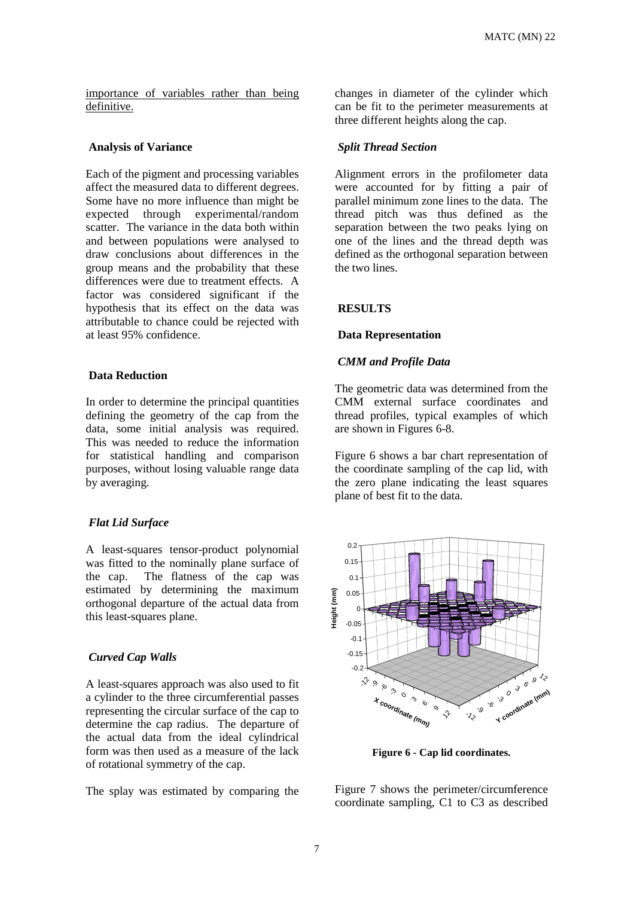importance of variables rather than being definitive.

### Analysis of Variance

Each of the pigment and processing variables affect the measured data to different degrees. Some have no more influence than might be expected through experimental/random scatter. The variance in the data both within and between populations were analysed to draw conclusions about differences in the group means and the probability that these differences were due to treatment effects. A factor was considered significant if the hypothesis that its effect on the data was attributable to chance could be rejected with at least 95% confidence.

### Data Reduction

In order to determine the principal quantities defining the geometry of the cap from the data, some initial analysis was required. This was needed to reduce the information for statistical handling and comparison purposes, without losing valuable range data by averaging.

#### *Flat Lid Surface*

A least-squares tensor-product polynomial was fitted to the nominally plane surface of the cap. The flatness of the cap was estimated by determining the maximum orthogonal departure of the actual data from this least-squares plane.

#### *Curved Cap Walls*

A least-squares approach was also used to fit a cylinder to the three circumferential passes representing the circular surface of the cap to determine the cap radius. The departure of the actual data from the ideal cylindrical form was then used as a measure of the lack of rotational symmetry of the cap.

The splay was estimated by comparing the changes in diameter of the cylinder which can be fit to the perimeter measurements at three different heights along the cap.

#### *Split Thread Section*

Alignment errors in the profilometer data were accounted for by fitting a pair of parallel minimum zone lines to the data. The thread pitch was thus defined as the separation between the two peaks lying on one of the lines and the thread depth was defined as the orthogonal separation between the two lines.

## RESULTS

### Data Representation

#### *CMM and Profile Data*

The geometric data was determined from the CMM external surface coordinates and thread profiles, typical examples of which are shown in Figures 6-8.

Figure 6 shows a bar chart representation of the coordinate sampling of the cap lid, with the zero plane indicating the least squares plane of best fit to the data.

**Figure 6 - Cap lid coordinates.**

Figure 7 shows the perimeter/circumference coordinate sampling, C1 to C3 as described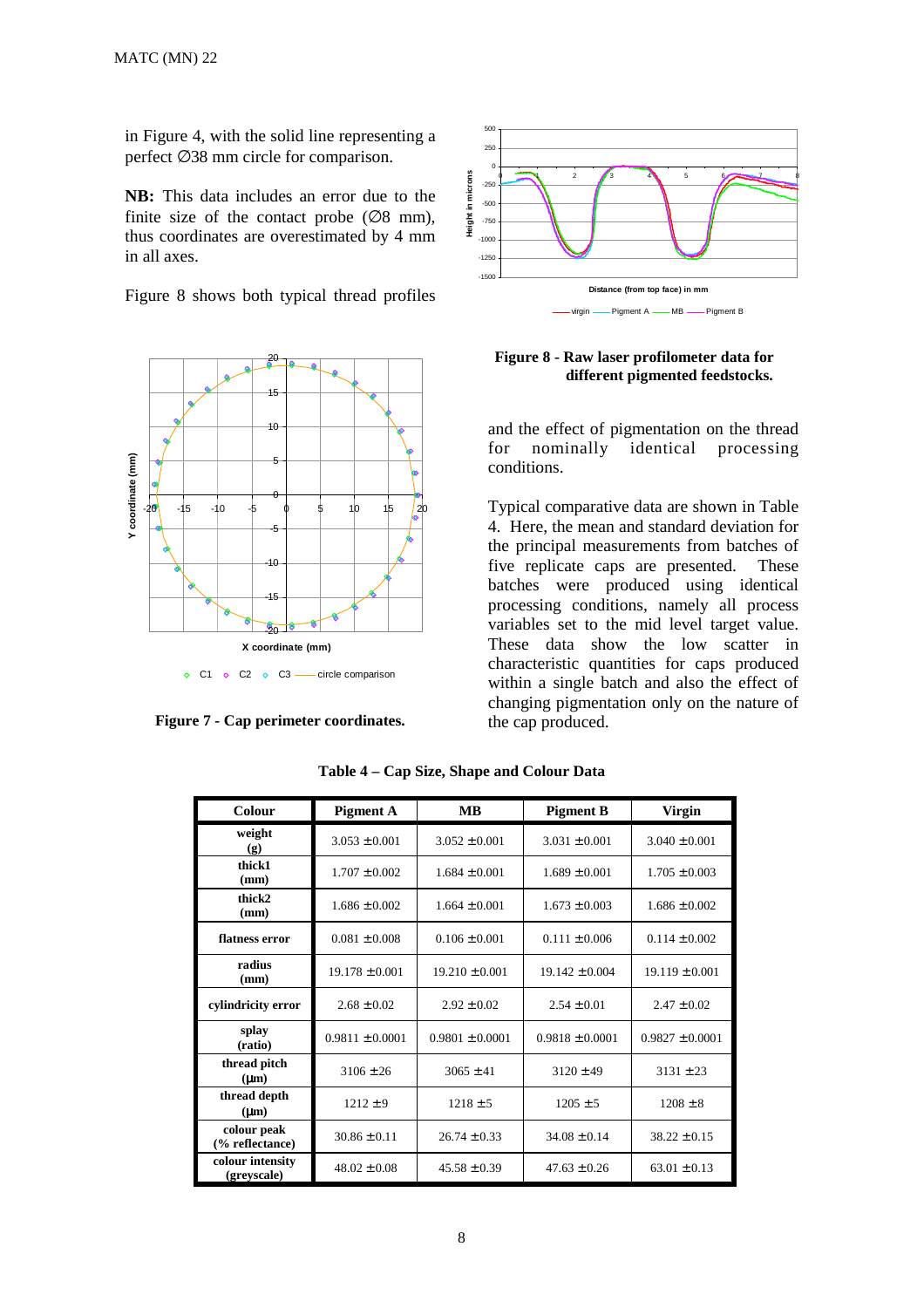in Figure 4, with the solid line representing a perfect ∅38 mm circle for comparison.

**NB:** This data includes an error due to the finite size of the contact probe (∅8 mm), thus coordinates are overestimated by 4 mm in all axes.

Figure 8 shows both typical thread profiles and the effect of pigmentation on the thread for nominally identical processing conditions.

**Figure 7 - Cap perimeter coordinates.**

**Figure 8 - Raw laser profilometer data for different pigmented feedstocks.**

Typical comparative data are shown in Table 4. Here, the mean and standard deviation for the principal measurements from batches of five replicate caps are presented. These batches were produced using identical processing conditions, namely all process variables set to the mid level target value. These data show the low scatter in characteristic quantities for caps produced within a single batch and also the effect of changing pigmentation only on the nature of the cap produced.

**Table 4 – Cap Size, Shape and Colour Data**

| Colour | Pigment A | MB | Pigment B | Virgin |
|---|---|---|---|---|
| **weight (g)** | 3.053 ±0.001 | 3.052 ±0.001 | 3.031 ±0.001 | 3.040 ±0.001 |
| **thick1 (mm)** | 1.707 ±0.002 | 1.684 ±0.001 | 1.689 ±0.001 | 1.705 ±0.003 |
| **thick2 (mm)** | 1.686 ±0.002 | 1.664 ±0.001 | 1.673 ±0.003 | 1.686 ±0.002 |
| **flatness error** | 0.081 ±0.008 | 0.106 ±0.001 | 0.111 ±0.006 | 0.114 ±0.002 |
| **radius (mm)** | 19.178 ±0.001 | 19.210 ±0.001 | 19.142 ±0.004 | 19.119 ±0.001 |
| **cylindricity error** | 2.68 ±0.02 | 2.92 ±0.02 | 2.54 ±0.01 | 2.47 ±0.02 |
| **splay (ratio)** | 0.9811 ±0.0001 | 0.9801 ±0.0001 | 0.9818 ±0.0001 | 0.9827 ±0.0001 |
| **thread pitch (µm)** | 3106 ±26 | 3065 ±41 | 3120 ±49 | 3131 ±23 |
| **thread depth (µm)** | 1212 ±9 | 1218 ±5 | 1205 ±5 | 1208 ±8 |
| **colour peak (% reflectance)** | 30.86 ±0.11 | 26.74 ±0.33 | 34.08 ±0.14 | 38.22 ±0.15 |
| **colour intensity (greyscale)** | 48.02 ±0.08 | 45.58 ±0.39 | 47.63 ±0.26 | 63.01 ±0.13 |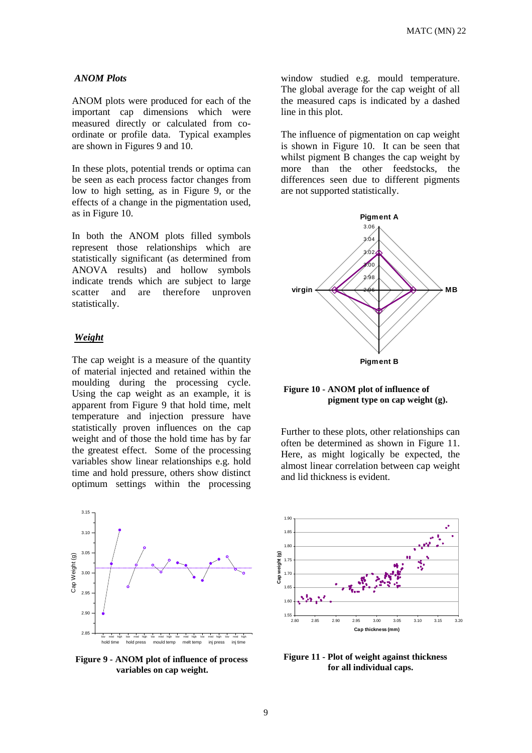### *ANOM Plots*

ANOM plots were produced for each of the important cap dimensions which were measured directly or calculated from co-ordinate or profile data. Typical examples are shown in Figures 9 and 10.

In these plots, potential trends or optima can be seen as each process factor changes from low to high setting, as in Figure 9, or the effects of a change in the pigmentation used, as in Figure 10.

In both the ANOM plots filled symbols represent those relationships which are statistically significant (as determined from ANOVA results) and hollow symbols indicate trends which are subject to large scatter and are therefore unproven statistically.

### *Weight*

The cap weight is a measure of the quantity of material injected and retained within the moulding during the processing cycle. Using the cap weight as an example, it is apparent from Figure 9 that hold time, melt temperature and injection pressure have statistically proven influences on the cap weight and of those the hold time has by far the greatest effect. Some of the processing variables show linear relationships e.g. hold time and hold pressure, others show distinct optimum settings within the processing window studied e.g. mould temperature. The global average for the cap weight of all the measured caps is indicated by a dashed line in this plot.

**Figure 9 - ANOM plot of influence of process variables on cap weight.**

The influence of pigmentation on cap weight is shown in Figure 10. It can be seen that whilst pigment B changes the cap weight by more than the other feedstocks, the differences seen due to different pigments are not supported statistically.

**Figure 10 - ANOM plot of influence of pigment type on cap weight (g).**

Further to these plots, other relationships can often be determined as shown in Figure 11. Here, as might logically be expected, the almost linear correlation between cap weight and lid thickness is evident.

**Figure 11 - Plot of weight against thickness for all individual caps.**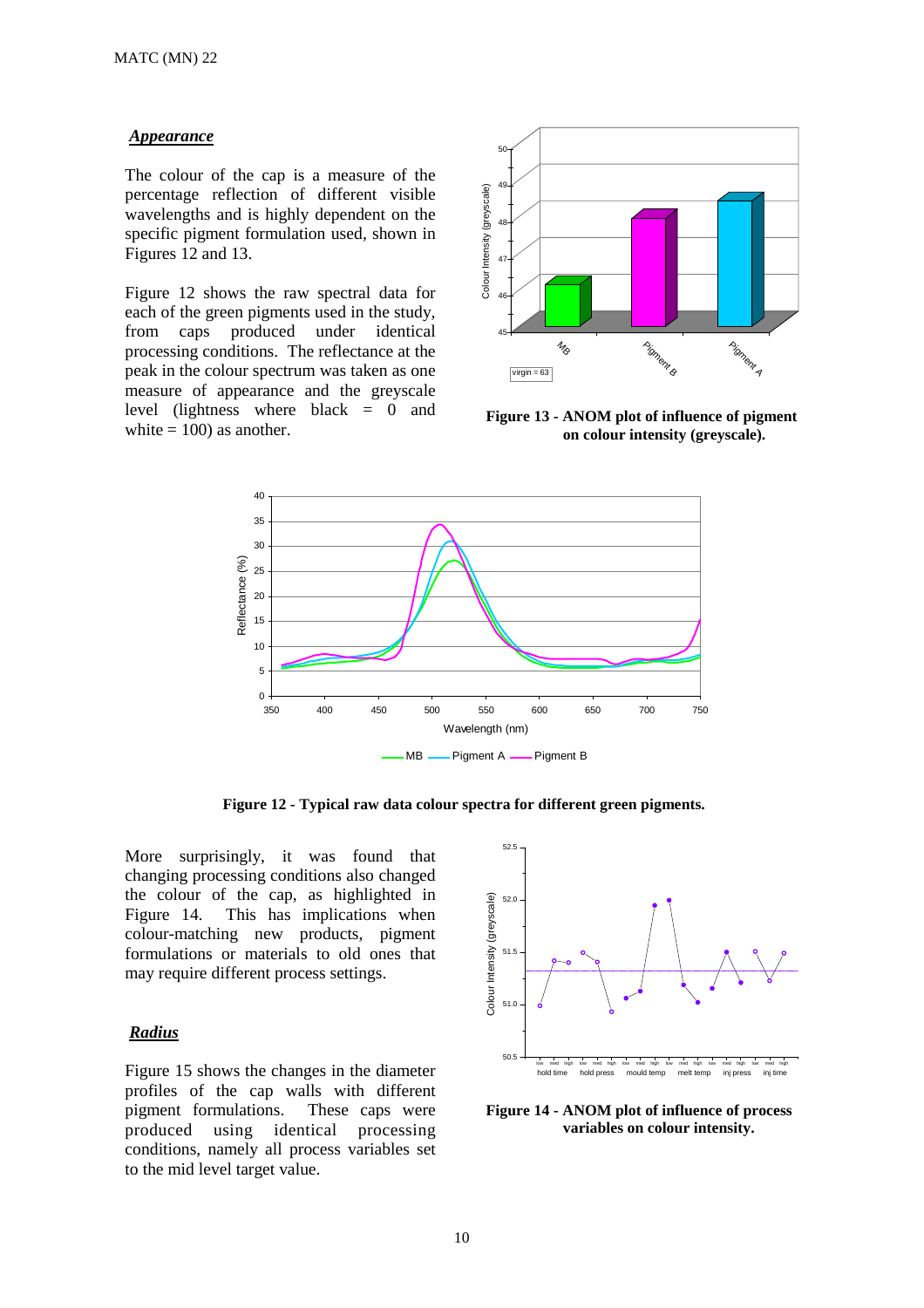### *Appearance*

The colour of the cap is a measure of the percentage reflection of different visible wavelengths and is highly dependent on the specific pigment formulation used, shown in Figures 12 and 13.

Figure 12 shows the raw spectral data for each of the green pigments used in the study, from caps produced under identical processing conditions. The reflectance at the peak in the colour spectrum was taken as one measure of appearance and the greyscale level (lightness where black = 0 and white = 100) as another.

**Figure 13 - ANOM plot of influence of pigment on colour intensity (greyscale).**

**Figure 12 - Typical raw data colour spectra for different green pigments.**

More surprisingly, it was found that changing processing conditions also changed the colour of the cap, as highlighted in Figure 14. This has implications when colour-matching new products, pigment formulations or materials to old ones that may require different process settings.

**Figure 14 - ANOM plot of influence of process variables on colour intensity.**

### *Radius*

Figure 15 shows the changes in the diameter profiles of the cap walls with different pigment formulations. These caps were produced using identical processing conditions, namely all process variables set to the mid level target value.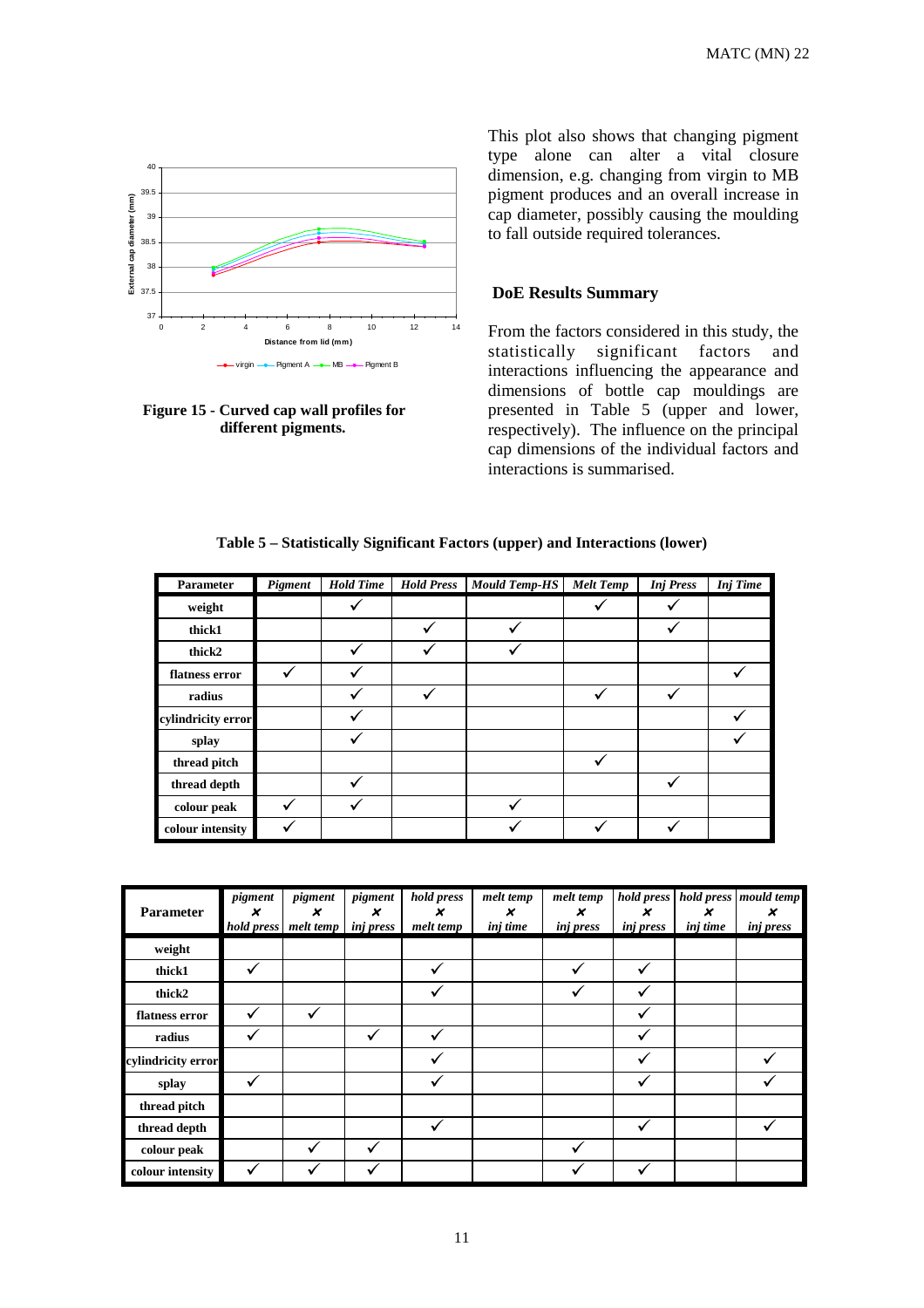**Figure 15 - Curved cap wall profiles for different pigments.**

This plot also shows that changing pigment type alone can alter a vital closure dimension, e.g. changing from virgin to MB pigment produces and an overall increase in cap diameter, possibly causing the moulding to fall outside required tolerances.

## DoE Results Summary

From the factors considered in this study, the statistically significant factors and interactions influencing the appearance and dimensions of bottle cap mouldings are presented in Table 5 (upper and lower, respectively). The influence on the principal cap dimensions of the individual factors and interactions is summarised.

**Table 5 – Statistically Significant Factors (upper) and Interactions (lower)**

| Parameter | *Pigment* | *Hold Time* | *Hold Press* | *Mould Temp-HS* | *Melt Temp* | *Inj Press* | *Inj Time* |
|---|---|---|---|---|---|---|---|
| **weight** | | ✓ | | | ✓ | ✓ | |
| **thick1** | | | ✓ | ✓ | | ✓ | |
| **thick2** | | ✓ | ✓ | ✓ | | | |
| **flatness error** | ✓ | ✓ | | | | | ✓ |
| **radius** | | ✓ | ✓ | | ✓ | ✓ | |
| **cylindricity error** | | ✓ | | | | | ✓ |
| **splay** | | ✓ | | | | | ✓ |
| **thread pitch** | | | | | ✓ | | |
| **thread depth** | | ✓ | | | | ✓ | |
| **colour peak** | ✓ | ✓ | | ✓ | | | |
| **colour intensity** | ✓ | | | ✓ | ✓ | ✓ | |

| Parameter | *pigment × hold press* | *pigment × melt temp* | *pigment × inj press* | *hold press × melt temp* | *melt temp × inj time* | *melt temp × inj press* | *hold press × inj press* | *hold press × inj time* | *mould temp × inj press* |
|---|---|---|---|---|---|---|---|---|---|
| **weight** | | | | | | | | | |
| **thick1** | ✓ | | | ✓ | | ✓ | ✓ | | |
| **thick2** | | | | ✓ | | ✓ | ✓ | | |
| **flatness error** | ✓ | ✓ | | | | | ✓ | | |
| **radius** | ✓ | | ✓ | ✓ | | | ✓ | | |
| **cylindricity error** | | | | ✓ | | | ✓ | | ✓ |
| **splay** | ✓ | | | ✓ | | | ✓ | | ✓ |
| **thread pitch** | | | | | | | | | |
| **thread depth** | | | | ✓ | | | ✓ | | ✓ |
| **colour peak** | | ✓ | ✓ | | | ✓ | | | |
| **colour intensity** | ✓ | ✓ | ✓ | | | ✓ | ✓ | | |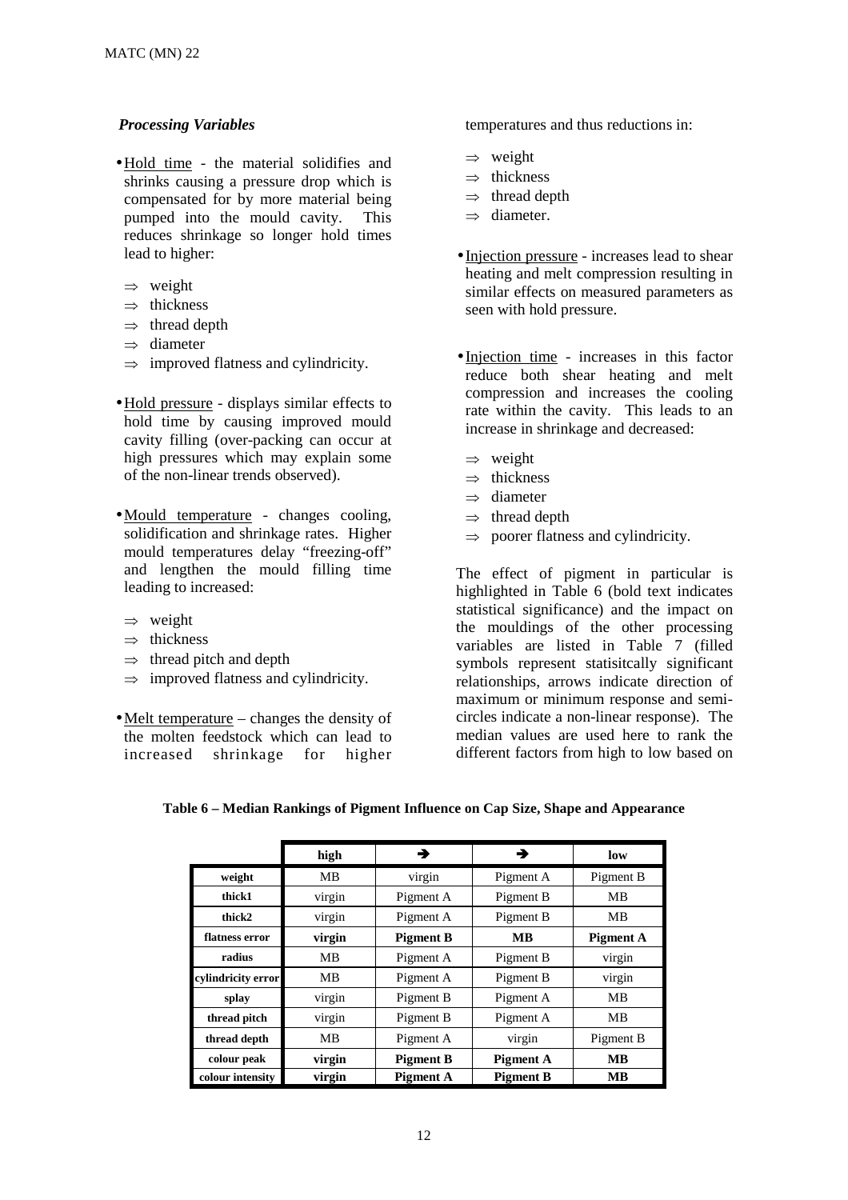### *Processing Variables*

- Hold time - the material solidifies and shrinks causing a pressure drop which is compensated for by more material being pumped into the mould cavity. This reduces shrinkage so longer hold times lead to higher:
  - ⇒ weight
  - ⇒ thickness
  - ⇒ thread depth
  - ⇒ diameter
  - ⇒ improved flatness and cylindricity.

- Hold pressure - displays similar effects to hold time by causing improved mould cavity filling (over-packing can occur at high pressures which may explain some of the non-linear trends observed).

- Mould temperature - changes cooling, solidification and shrinkage rates. Higher mould temperatures delay "freezing-off" and lengthen the mould filling time leading to increased:
  - ⇒ weight
  - ⇒ thickness
  - ⇒ thread pitch and depth
  - ⇒ improved flatness and cylindricity.

- Melt temperature – changes the density of the molten feedstock which can lead to increased shrinkage for higher temperatures and thus reductions in:
  - ⇒ weight
  - ⇒ thickness
  - ⇒ thread depth
  - ⇒ diameter.

- Injection pressure - increases lead to shear heating and melt compression resulting in similar effects on measured parameters as seen with hold pressure.

- Injection time - increases in this factor reduce both shear heating and melt compression and increases the cooling rate within the cavity. This leads to an increase in shrinkage and decreased:
  - ⇒ weight
  - ⇒ thickness
  - ⇒ diameter
  - ⇒ thread depth
  - ⇒ poorer flatness and cylindricity.

The effect of pigment in particular is highlighted in Table 6 (bold text indicates statistical significance) and the impact on the mouldings of the other processing variables are listed in Table 7 (filled symbols represent statisitcally significant relationships, arrows indicate direction of maximum or minimum response and semi-circles indicate a non-linear response). The median values are used here to rank the different factors from high to low based on

**Table 6 – Median Rankings of Pigment Influence on Cap Size, Shape and Appearance**

| | high | → | → | low |
|---|---|---|---|---|
| **weight** | MB | virgin | Pigment A | Pigment B |
| **thick1** | virgin | Pigment A | Pigment B | MB |
| **thick2** | virgin | Pigment A | Pigment B | MB |
| **flatness error** | **virgin** | **Pigment B** | **MB** | **Pigment A** |
| **radius** | MB | Pigment A | Pigment B | virgin |
| **cylindricity error** | MB | Pigment A | Pigment B | virgin |
| **splay** | virgin | Pigment B | Pigment A | MB |
| **thread pitch** | virgin | Pigment B | Pigment A | MB |
| **thread depth** | MB | Pigment A | virgin | Pigment B |
| **colour peak** | **virgin** | **Pigment B** | **Pigment A** | **MB** |
| **colour intensity** | **virgin** | **Pigment A** | **Pigment B** | **MB** |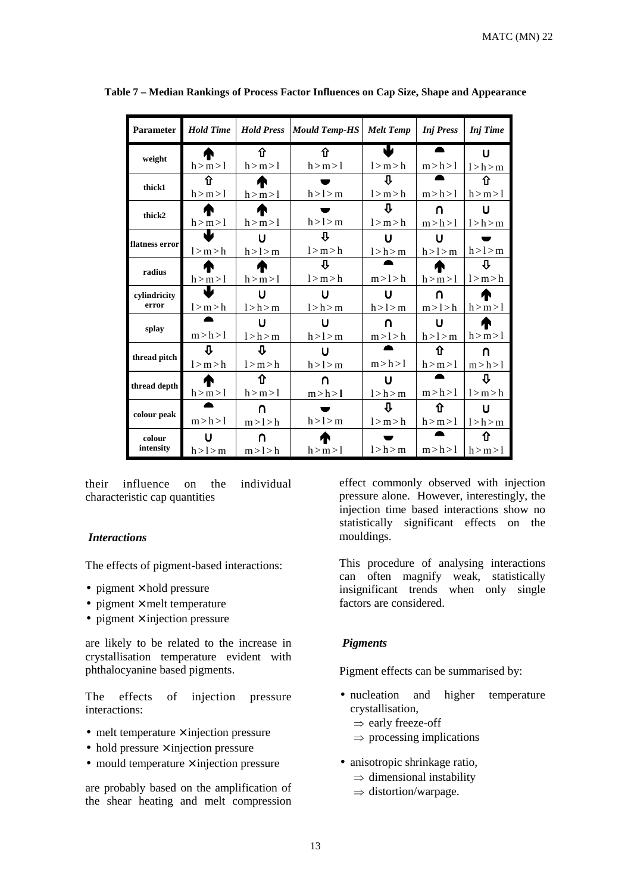**Table 7 – Median Rankings of Process Factor Influences on Cap Size, Shape and Appearance**

| Parameter | *Hold Time* | *Hold Press* | *Mould Temp-HS* | *Melt Temp* | *Inj Press* | *Inj Time* |
|---|---|---|---|---|---|---|
| weight | 🡅 h > m > l | ⇧ h > m > l | ⇧ h > m > l | 🡇 l > m > h | ◓ m > h > l | ∪ l > h > m |
| thick1 | ⇧ h > m > l | 🡅 h > m > l | ◒ h > l > m | ⇩ l > m > h | ◓ m > h > l | ⇧ h > m > l |
| thick2 | 🡅 h > m > l | 🡅 h > m > l | ◒ h > l > m | ⇩ l > m > h | ∩ m > h > l | ∪ l > h > m |
| flatness error | 🡇 l > m > h | ∪ h > l > m | ⇩ l > m > h | ∪ l > h > m | ∪ h > l > m | ◒ h > l > m |
| radius | 🡅 h > m > l | 🡅 h > m > l | ⇩ l > m > h | ◓ m > l > h | 🡅 h > m > l | ⇩ l > m > h |
| cylindricity error | 🡇 l > m > h | ∪ l > h > m | ∪ l > h > m | ∪ h > l > m | ∩ m > l > h | 🡅 h > m > l |
| splay | ◓ m > h > l | ∪ l > h > m | ∪ h > l > m | ∩ m > l > h | ∪ h > l > m | 🡅 h > m > l |
| thread pitch | ⇩ l > m > h | ⇩ l > m > h | ∪ h > l > m | ◓ m > h > l | ⇧ h > m > l | ∩ m > h > l |
| thread depth | 🡅 h > m > l | ⇧ h > m > l | ∩ m > h > **l** | ∪ l > h > m | ◓ m > h > l | ⇩ l > m > h |
| colour peak | ◓ m > h > l | ∩ m > l > h | ◒ h > l > m | ⇩ l > m > h | ⇧ h > m > l | ∪ l > h > m |
| colour intensity | ∪ h > l > m | ∩ m > l > h | 🡅 h > m > l | ◒ l > h > m | ◓ m > h > l | ⇧ h > m > l |

their influence on the individual characteristic cap quantities

### *Interactions*

The effects of pigment-based interactions:

- pigment × hold pressure
- pigment × melt temperature
- pigment × injection pressure

are likely to be related to the increase in crystallisation temperature evident with phthalocyanine based pigments.

The effects of injection pressure interactions:

- melt temperature × injection pressure
- hold pressure × injection pressure
- mould temperature × injection pressure

are probably based on the amplification of the shear heating and melt compression effect commonly observed with injection pressure alone. However, interestingly, the injection time based interactions show no statistically significant effects on the mouldings.

This procedure of analysing interactions can often magnify weak, statistically insignificant trends when only single factors are considered.

### *Pigments*

Pigment effects can be summarised by:

- nucleation and higher temperature crystallisation,
  - ⇒ early freeze-off
  - ⇒ processing implications
- anisotropic shrinkage ratio,
  - ⇒ dimensional instability
  - ⇒ distortion/warpage.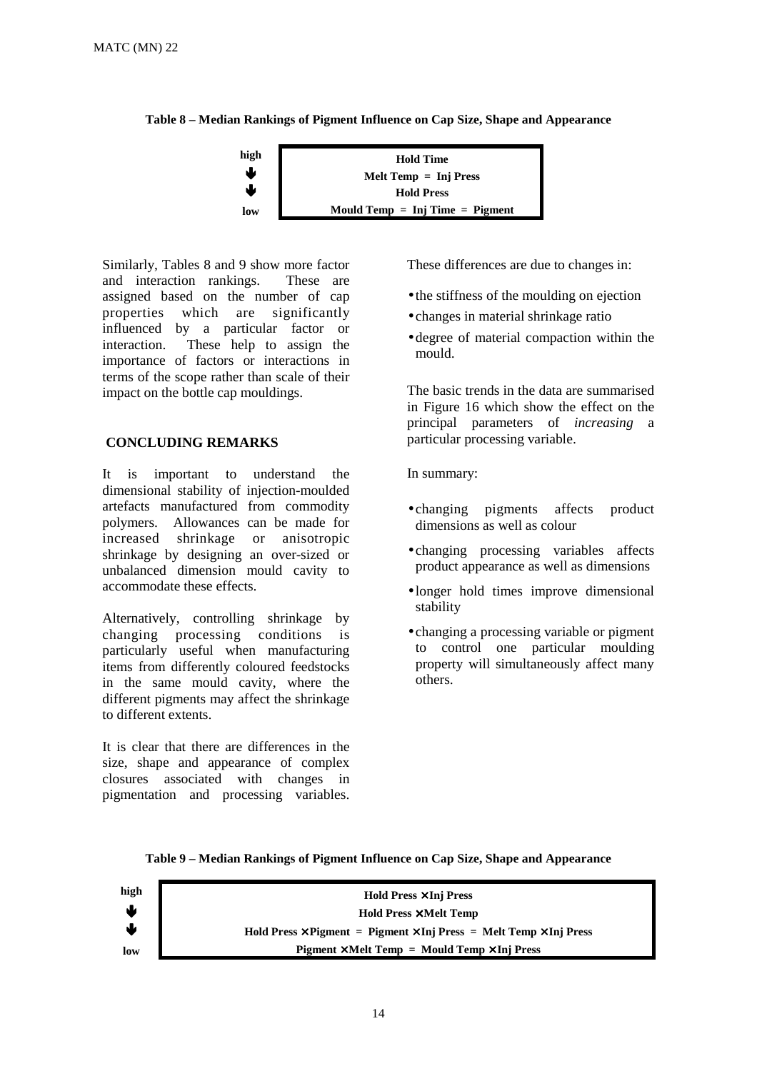**Table 8 – Median Rankings of Pigment Influence on Cap Size, Shape and Appearance**

| | |
|---|---|
| high | Hold Time |
| ↓ | Melt Temp = Inj Press |
| ↓ | Hold Press |
| low | Mould Temp = Inj Time = Pigment |

Similarly, Tables 8 and 9 show more factor and interaction rankings. These are assigned based on the number of cap properties which are significantly influenced by a particular factor or interaction. These help to assign the importance of factors or interactions in terms of the scope rather than scale of their impact on the bottle cap mouldings.

## CONCLUDING REMARKS

It is important to understand the dimensional stability of injection-moulded artefacts manufactured from commodity polymers. Allowances can be made for increased shrinkage or anisotropic shrinkage by designing an over-sized or unbalanced dimension mould cavity to accommodate these effects.

Alternatively, controlling shrinkage by changing processing conditions is particularly useful when manufacturing items from differently coloured feedstocks in the same mould cavity, where the different pigments may affect the shrinkage to different extents.

It is clear that there are differences in the size, shape and appearance of complex closures associated with changes in pigmentation and processing variables. These differences are due to changes in:

- the stiffness of the moulding on ejection
- changes in material shrinkage ratio
- degree of material compaction within the mould.

The basic trends in the data are summarised in Figure 16 which show the effect on the principal parameters of *increasing* a particular processing variable.

In summary:

- changing pigments affects product dimensions as well as colour
- changing processing variables affects product appearance as well as dimensions
- longer hold times improve dimensional stability
- changing a processing variable or pigment to control one particular moulding property will simultaneously affect many others.

**Table 9 – Median Rankings of Pigment Influence on Cap Size, Shape and Appearance**

| | |
|---|---|
| high | Hold Press × Inj Press |
| ↓ | Hold Press × Melt Temp |
| ↓ | Hold Press × Pigment = Pigment × Inj Press = Melt Temp × Inj Press |
| low | Pigment × Melt Temp = Mould Temp × Inj Press |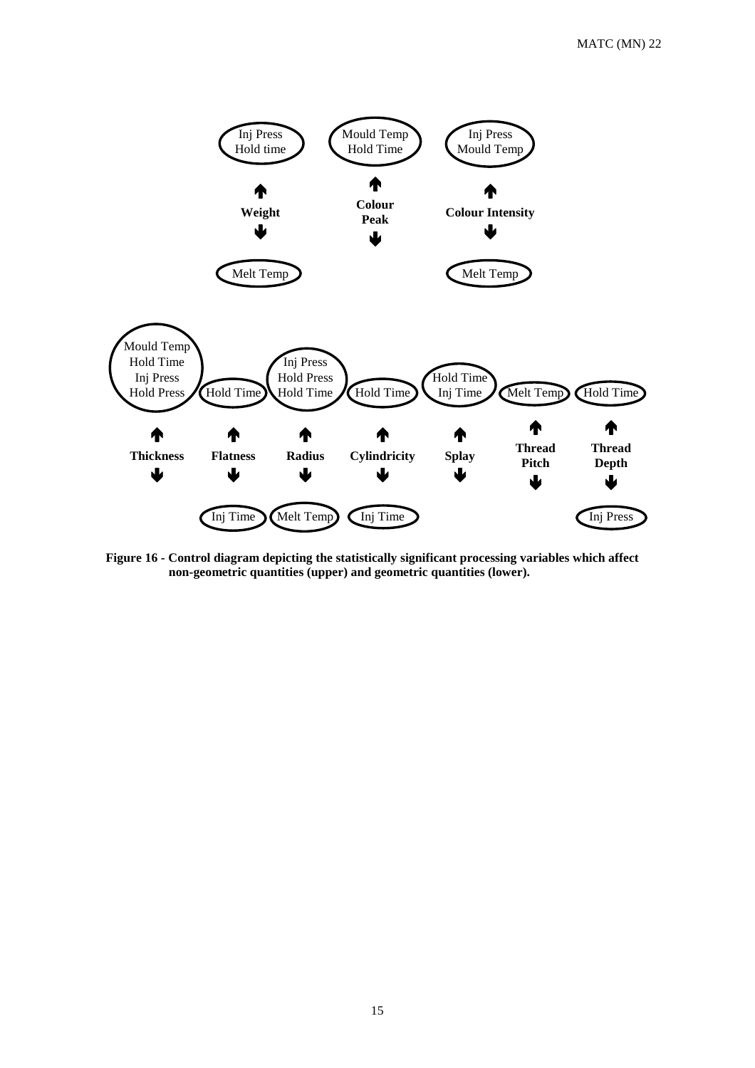| Quantity | Increased by (↑) | Decreased by (↓) |
|---|---|---|
| **Weight** | Inj Press, Hold time | Melt Temp |
| **Colour Peak** | Mould Temp, Hold Time | |
| **Colour Intensity** | Inj Press, Mould Temp | Melt Temp |

| Quantity | Increased by (↑) | Decreased by (↓) |
|---|---|---|
| **Thickness** | Mould Temp, Hold Time, Inj Press, Hold Press | |
| **Flatness** | Hold Time | Inj Time |
| **Radius** | Inj Press, Hold Press, Hold Time | Melt Temp |
| **Cylindricity** | Hold Time | Inj Time |
| **Splay** | Hold Time, Inj Time | |
| **Thread Pitch** | Melt Temp | |
| **Thread Depth** | Hold Time | Inj Press |

**Figure 16 - Control diagram depicting the statistically significant processing variables which affect non-geometric quantities (upper) and geometric quantities (lower).**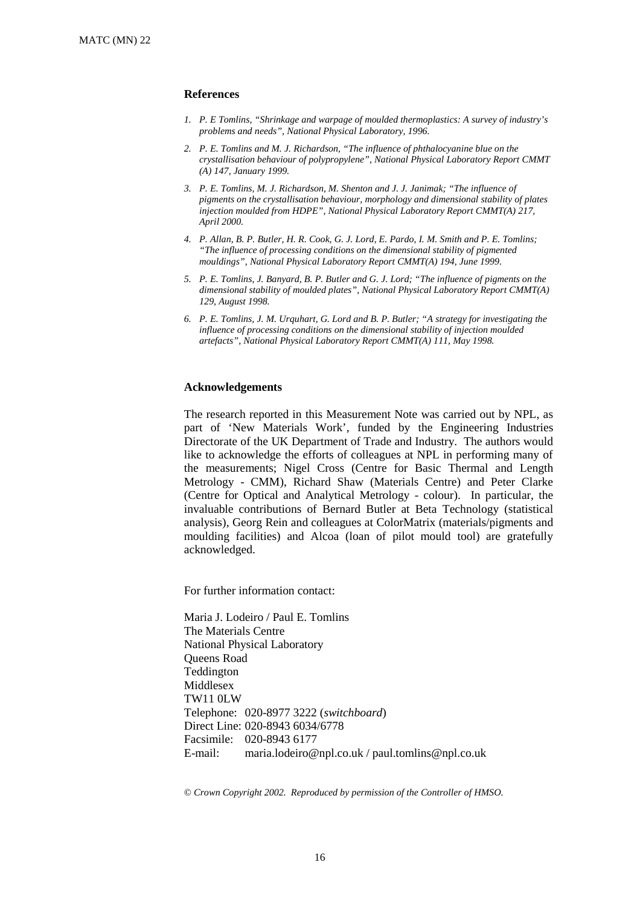## References

1. *P. E Tomlins, "Shrinkage and warpage of moulded thermoplastics: A survey of industry's problems and needs", National Physical Laboratory, 1996.*

2. *P. E. Tomlins and M. J. Richardson, "The influence of phthalocyanine blue on the crystallisation behaviour of polypropylene", National Physical Laboratory Report CMMT (A) 147, January 1999.*

3. *P. E. Tomlins, M. J. Richardson, M. Shenton and J. J. Janimak; "The influence of pigments on the crystallisation behaviour, morphology and dimensional stability of plates injection moulded from HDPE", National Physical Laboratory Report CMMT(A) 217, April 2000.*

4. *P. Allan, B. P. Butler, H. R. Cook, G. J. Lord, E. Pardo, I. M. Smith and P. E. Tomlins; "The influence of processing conditions on the dimensional stability of pigmented mouldings", National Physical Laboratory Report CMMT(A) 194, June 1999.*

5. *P. E. Tomlins, J. Banyard, B. P. Butler and G. J. Lord; "The influence of pigments on the dimensional stability of moulded plates", National Physical Laboratory Report CMMT(A) 129, August 1998.*

6. *P. E. Tomlins, J. M. Urquhart, G. Lord and B. P. Butler; "A strategy for investigating the influence of processing conditions on the dimensional stability of injection moulded artefacts", National Physical Laboratory Report CMMT(A) 111, May 1998.*

## Acknowledgements

The research reported in this Measurement Note was carried out by NPL, as part of 'New Materials Work', funded by the Engineering Industries Directorate of the UK Department of Trade and Industry. The authors would like to acknowledge the efforts of colleagues at NPL in performing many of the measurements; Nigel Cross (Centre for Basic Thermal and Length Metrology - CMM), Richard Shaw (Materials Centre) and Peter Clarke (Centre for Optical and Analytical Metrology - colour). In particular, the invaluable contributions of Bernard Butler at Beta Technology (statistical analysis), Georg Rein and colleagues at ColorMatrix (materials/pigments and moulding facilities) and Alcoa (loan of pilot mould tool) are gratefully acknowledged.

For further information contact:

Maria J. Lodeiro / Paul E. Tomlins
The Materials Centre
National Physical Laboratory
Queens Road
Teddington
Middlesex
TW11 0LW
Telephone: 020-8977 3222 (*switchboard*)
Direct Line: 020-8943 6034/6778
Facsimile: 020-8943 6177
E-mail: maria.lodeiro@npl.co.uk / paul.tomlins@npl.co.uk

*© Crown Copyright 2002. Reproduced by permission of the Controller of HMSO.*